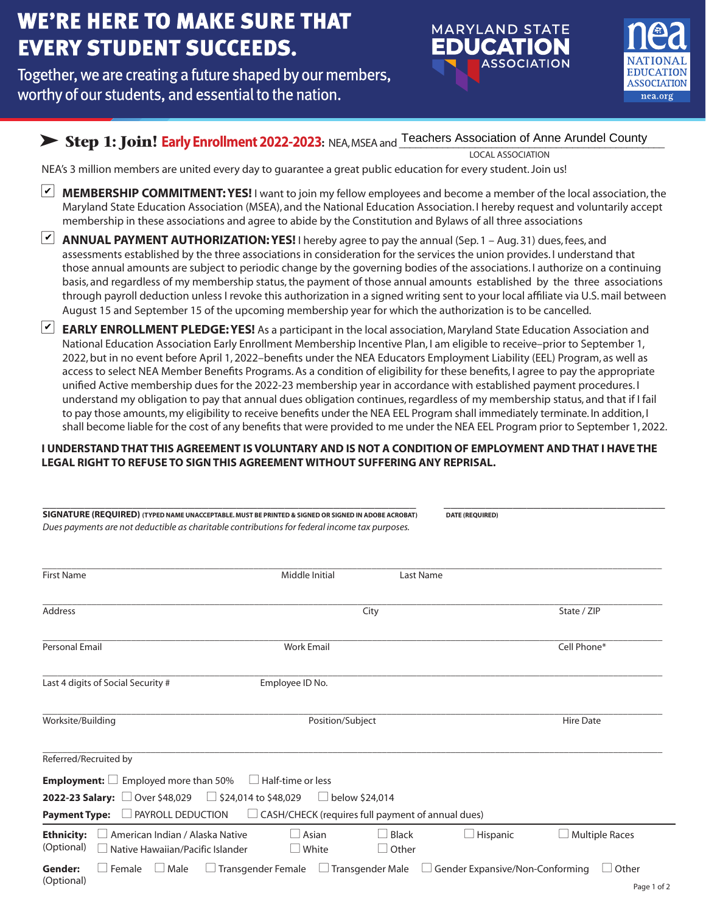# WE'RE HERE TO MAKE SURE THAT EVERY STUDENT SUCCEEDS.

Together, we are creating a future shaped by our members, worthy of our students, and essential to the nation.

MARYLAND STATE EDUCATION ASSOCIATION

NEA NATIONAL EDUCATION ASSOCIATION nea.org

## Step 1: Join! Early Enrollment 2022-2023: NEA, MSEA and Teachers Association of Anne Arundel County

LOCAL ASSOCIATION

NEA's 3 million members are united every day to guarantee a great public education for every student. Join us!

- ☑ **MEMBERSHIP COMMITMENT: YES!** I want to join my fellow employees and become a member of the local association, the Maryland State Education Association (MSEA), and the National Education Association. I hereby request and voluntarily accept membership in these associations and agree to abide by the Constitution and Bylaws of all three associations
- ☑ **ANNUAL PAYMENT AUTHORIZATION: YES!** I hereby agree to pay the annual (Sep. 1 – Aug. 31) dues, fees, and assessments established by the three associations in consideration for the services the union provides. I understand that those annual amounts are subject to periodic change by the governing bodies of the associations. I authorize on a continuing basis, and regardless of my membership status, the payment of those annual amounts established by the three associations through payroll deduction unless I revoke this authorization in a signed writing sent to your local affiliate via U.S. mail between August 15 and September 15 of the upcoming membership year for which the authorization is to be cancelled.
- ☑ **EARLY ENROLLMENT PLEDGE: YES!** As a participant in the local association, Maryland State Education Association and National Education Association Early Enrollment Membership Incentive Plan, I am eligible to receive–prior to September 1, 2022, but in no event before April 1, 2022–benefits under the NEA Educators Employment Liability (EEL) Program, as well as access to select NEA Member Benefits Programs. As a condition of eligibility for these benefits, I agree to pay the appropriate unified Active membership dues for the 2022-23 membership year in accordance with established payment procedures. I understand my obligation to pay that annual dues obligation continues, regardless of my membership status, and that if I fail to pay those amounts, my eligibility to receive benefits under the NEA EEL Program shall immediately terminate. In addition, I shall become liable for the cost of any benefits that were provided to me under the NEA EEL Program prior to September 1, 2022.

**I UNDERSTAND THAT THIS AGREEMENT IS VOLUNTARY AND IS NOT A CONDITION OF EMPLOYMENT AND THAT I HAVE THE LEGAL RIGHT TO REFUSE TO SIGN THIS AGREEMENT WITHOUT SUFFERING ANY REPRISAL.**

**SIGNATURE (REQUIRED)** (TYPED NAME UNACCEPTABLE. MUST BE PRINTED & SIGNED OR SIGNED IN ADOBE ACROBAT) — **DATE (REQUIRED)**

*Dues payments are not deductible as charitable contributions for federal income tax purposes.*

First Name | Middle Initial | Last Name

Address | City | State / ZIP

Personal Email | Work Email | Cell Phone*

Last 4 digits of Social Security # | Employee ID No.

Worksite/Building | Position/Subject | Hire Date

Referred/Recruited by

**Employment:** ☐ Employed more than 50% ☐ Half-time or less

**2022-23 Salary:** ☐ Over $48,029 ☐ $24,014 to $48,029 ☐ below $24,014

**Payment Type:** ☐ PAYROLL DEDUCTION ☐ CASH/CHECK (requires full payment of annual dues)

**Ethnicity:** (Optional) ☐ American Indian / Alaska Native ☐ Asian ☐ Black ☐ Hispanic ☐ Multiple Races ☐ Native Hawaiian/Pacific Islander ☐ White ☐ Other

**Gender:** (Optional) ☐ Female ☐ Male ☐ Transgender Female ☐ Transgender Male ☐ Gender Expansive/Non-Conforming ☐ Other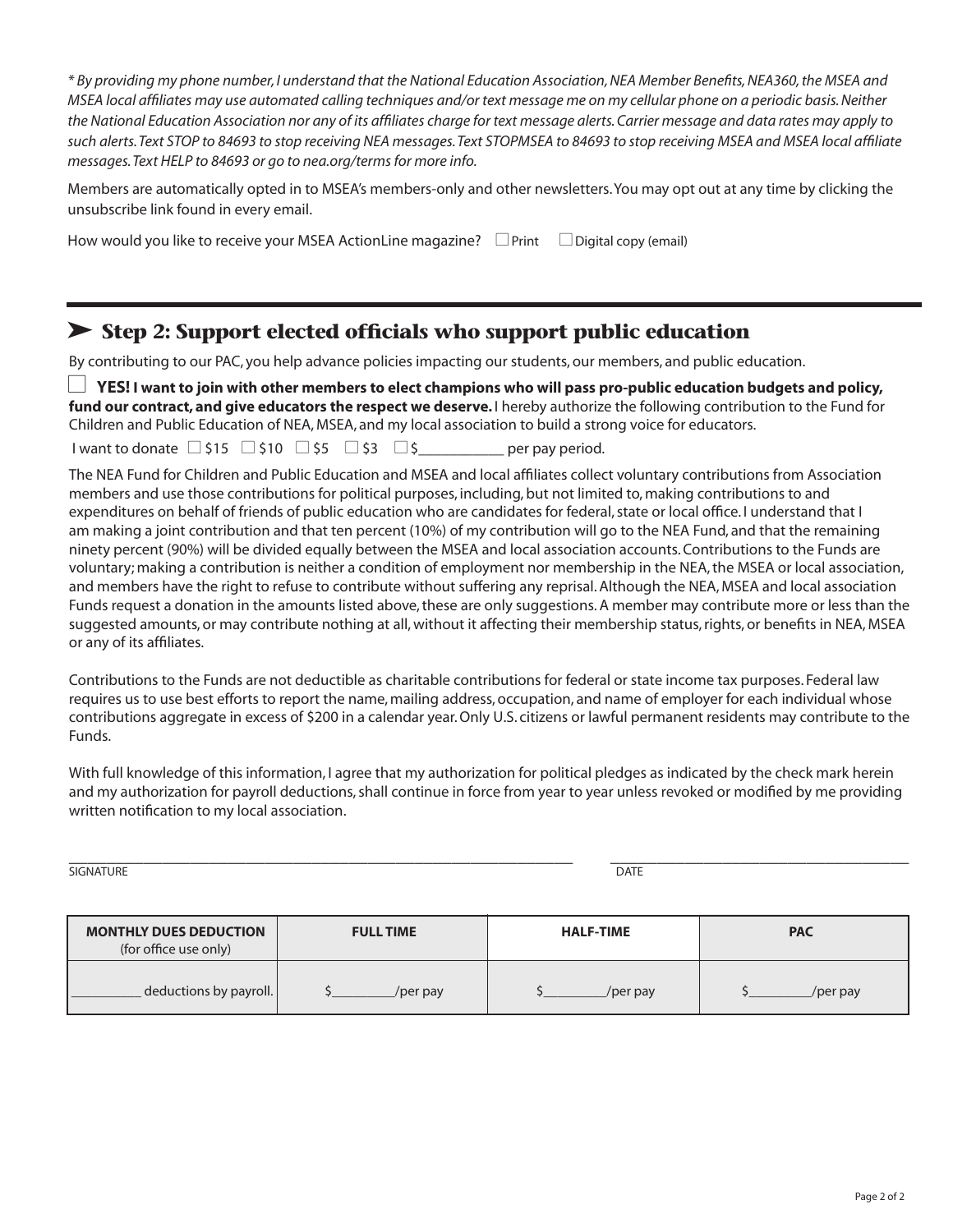*\* By providing my phone number, I understand that the National Education Association, NEA Member Benefits, NEA360, the MSEA and MSEA local affiliates may use automated calling techniques and/or text message me on my cellular phone on a periodic basis. Neither the National Education Association nor any of its affiliates charge for text message alerts. Carrier message and data rates may apply to such alerts. Text STOP to 84693 to stop receiving NEA messages. Text STOPMSEA to 84693 to stop receiving MSEA and MSEA local affiliate messages. Text HELP to 84693 or go to nea.org/terms for more info.*

Members are automatically opted in to MSEA's members-only and other newsletters. You may opt out at any time by clicking the unsubscribe link found in every email.

How would you like to receive your MSEA ActionLine magazine? ☐ Print ☐ Digital copy (email)

## Step 2: Support elected officials who support public education

By contributing to our PAC, you help advance policies impacting our students, our members, and public education.

☐ **YES! I want to join with other members to elect champions who will pass pro-public education budgets and policy, fund our contract, and give educators the respect we deserve.** I hereby authorize the following contribution to the Fund for Children and Public Education of NEA, MSEA, and my local association to build a strong voice for educators.

I want to donate ☐ $15 ☐ $10 ☐ $5 ☐ $3 ☐ $___________ per pay period.

The NEA Fund for Children and Public Education and MSEA and local affiliates collect voluntary contributions from Association members and use those contributions for political purposes, including, but not limited to, making contributions to and expenditures on behalf of friends of public education who are candidates for federal, state or local office. I understand that I am making a joint contribution and that ten percent (10%) of my contribution will go to the NEA Fund, and that the remaining ninety percent (90%) will be divided equally between the MSEA and local association accounts. Contributions to the Funds are voluntary; making a contribution is neither a condition of employment nor membership in the NEA, the MSEA or local association, and members have the right to refuse to contribute without suffering any reprisal. Although the NEA, MSEA and local association Funds request a donation in the amounts listed above, these are only suggestions. A member may contribute more or less than the suggested amounts, or may contribute nothing at all, without it affecting their membership status, rights, or benefits in NEA, MSEA or any of its affiliates.

Contributions to the Funds are not deductible as charitable contributions for federal or state income tax purposes. Federal law requires us to use best efforts to report the name, mailing address, occupation, and name of employer for each individual whose contributions aggregate in excess of $200 in a calendar year. Only U.S. citizens or lawful permanent residents may contribute to the Funds.

With full knowledge of this information, I agree that my authorization for political pledges as indicated by the check mark herein and my authorization for payroll deductions, shall continue in force from year to year unless revoked or modified by me providing written notification to my local association.

_______________________________________________ SIGNATURE

_______________________________ DATE

| MONTHLY DUES DEDUCTION (for office use only) | FULL TIME | HALF-TIME | PAC |
|---|---|---|---|
| __________ deductions by payroll. | $_________/per pay | $_________/per pay | $_________/per pay |